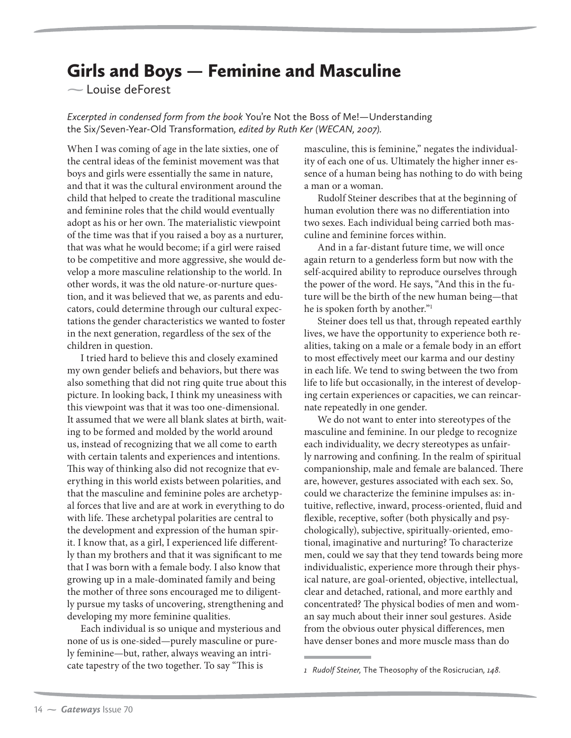# Girls and Boys — Feminine and Masculine

~ Louise deForest

*Excerpted in condensed form from the book* You're Not the Boss of Me!—Understanding the Six/Seven-Year-Old Transformation*, edited by Ruth Ker (WECAN, 2007).*

When I was coming of age in the late sixties, one of the central ideas of the feminist movement was that boys and girls were essentially the same in nature, and that it was the cultural environment around the child that helped to create the traditional masculine and feminine roles that the child would eventually adopt as his or her own. The materialistic viewpoint of the time was that if you raised a boy as a nurturer, that was what he would become; if a girl were raised to be competitive and more aggressive, she would develop a more masculine relationship to the world. In other words, it was the old nature-or-nurture question, and it was believed that we, as parents and educators, could determine through our cultural expectations the gender characteristics we wanted to foster in the next generation, regardless of the sex of the children in question.

I tried hard to believe this and closely examined my own gender beliefs and behaviors, but there was also something that did not ring quite true about this picture. In looking back, I think my uneasiness with this viewpoint was that it was too one-dimensional. It assumed that we were all blank slates at birth, waiting to be formed and molded by the world around us, instead of recognizing that we all come to earth with certain talents and experiences and intentions. This way of thinking also did not recognize that everything in this world exists between polarities, and that the masculine and feminine poles are archetypal forces that live and are at work in everything to do with life. These archetypal polarities are central to the development and expression of the human spirit. I know that, as a girl, I experienced life differently than my brothers and that it was significant to me that I was born with a female body. I also know that growing up in a male-dominated family and being the mother of three sons encouraged me to diligently pursue my tasks of uncovering, strengthening and developing my more feminine qualities.

Each individual is so unique and mysterious and none of us is one-sided—purely masculine or purely feminine—but, rather, always weaving an intricate tapestry of the two together. To say "This is masculine, this is feminine," negates the individuality of each one of us. Ultimately the higher inner essence of a human being has nothing to do with being a man or a woman.

Rudolf Steiner describes that at the beginning of human evolution there was no differentiation into two sexes. Each individual being carried both masculine and feminine forces within.

And in a far-distant future time, we will once again return to a genderless form but now with the self-acquired ability to reproduce ourselves through the power of the word. He says, "And this in the future will be the birth of the new human being—that he is spoken forth by another."[1]

Steiner does tell us that, through repeated earthly lives, we have the opportunity to experience both realities, taking on a male or a female body in an effort to most effectively meet our karma and our destiny in each life. We tend to swing between the two from life to life but occasionally, in the interest of developing certain experiences or capacities, we can reincarnate repeatedly in one gender.

We do not want to enter into stereotypes of the masculine and feminine. In our pledge to recognize each individuality, we decry stereotypes as unfairly narrowing and confining. In the realm of spiritual companionship, male and female are balanced. There are, however, gestures associated with each sex. So, could we characterize the feminine impulses as: intuitive, reflective, inward, process-oriented, fluid and flexible, receptive, softer (both physically and psychologically), subjective, spiritually-oriented, emotional, imaginative and nurturing? To characterize men, could we say that they tend towards being more individualistic, experience more through their physical nature, are goal-oriented, objective, intellectual, clear and detached, rational, and more earthly and concentrated? The physical bodies of men and woman say much about their inner soul gestures. Aside from the obvious outer physical differences, men have denser bones and more muscle mass than do

---

[1] *Rudolf Steiner,* The Theosophy of the Rosicrucian*, 148.*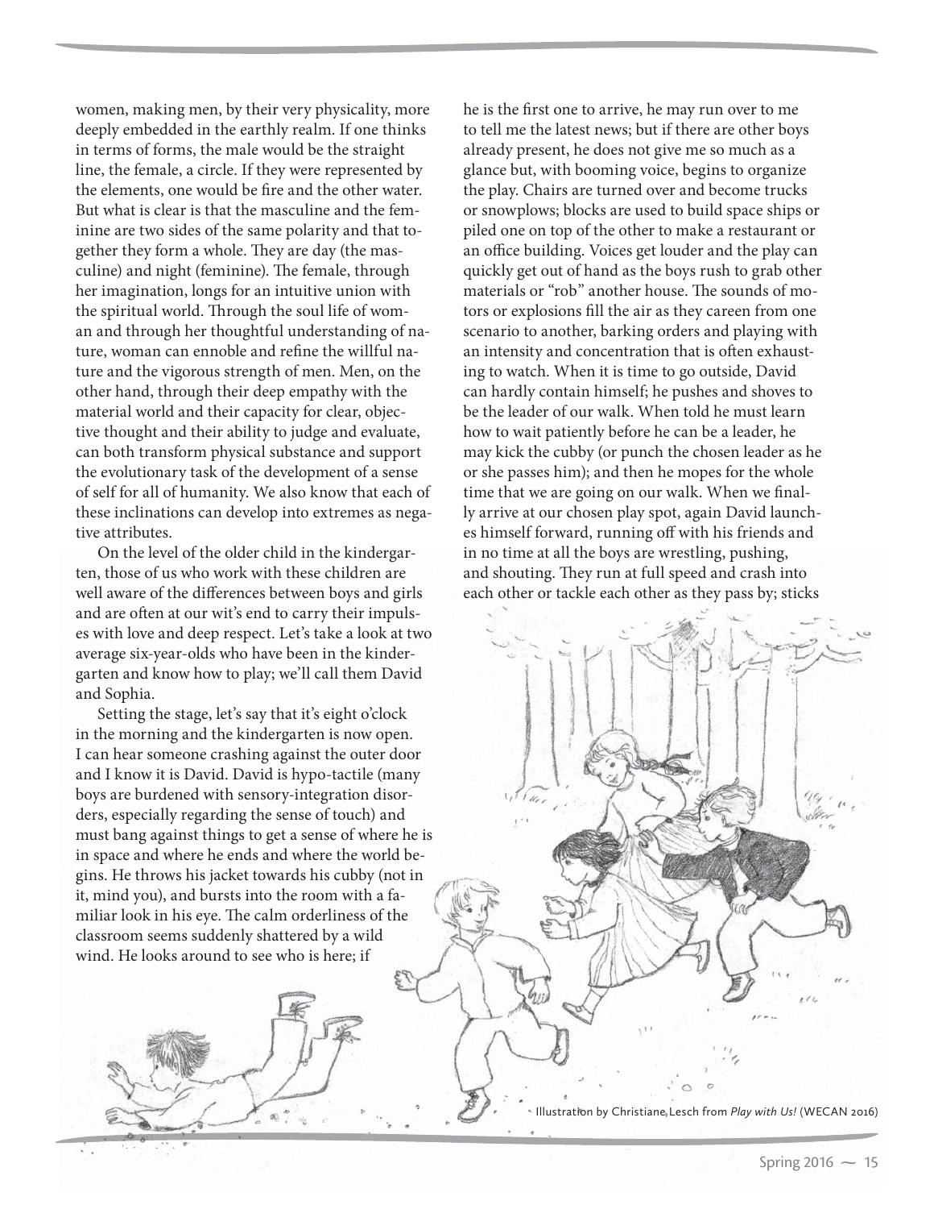women, making men, by their very physicality, more deeply embedded in the earthly realm. If one thinks in terms of forms, the male would be the straight line, the female, a circle. If they were represented by the elements, one would be fire and the other water. But what is clear is that the masculine and the feminine are two sides of the same polarity and that together they form a whole. They are day (the masculine) and night (feminine). The female, through her imagination, longs for an intuitive union with the spiritual world. Through the soul life of woman and through her thoughtful understanding of nature, woman can ennoble and refine the willful nature and the vigorous strength of men. Men, on the other hand, through their deep empathy with the material world and their capacity for clear, objective thought and their ability to judge and evaluate, can both transform physical substance and support the evolutionary task of the development of a sense of self for all of humanity. We also know that each of these inclinations can develop into extremes as negative attributes.

On the level of the older child in the kindergarten, those of us who work with these children are well aware of the differences between boys and girls and are often at our wit's end to carry their impulses with love and deep respect. Let's take a look at two average six-year-olds who have been in the kindergarten and know how to play; we'll call them David and Sophia.

Setting the stage, let's say that it's eight o'clock in the morning and the kindergarten is now open. I can hear someone crashing against the outer door and I know it is David. David is hypo-tactile (many boys are burdened with sensory-integration disorders, especially regarding the sense of touch) and must bang against things to get a sense of where he is in space and where he ends and where the world begins. He throws his jacket towards his cubby (not in it, mind you), and bursts into the room with a familiar look in his eye. The calm orderliness of the classroom seems suddenly shattered by a wild wind. He looks around to see who is here; if he is the first one to arrive, he may run over to me to tell me the latest news; but if there are other boys already present, he does not give me so much as a glance but, with booming voice, begins to organize the play. Chairs are turned over and become trucks or snowplows; blocks are used to build space ships or piled one on top of the other to make a restaurant or an office building. Voices get louder and the play can quickly get out of hand as the boys rush to grab other materials or "rob" another house. The sounds of motors or explosions fill the air as they careen from one scenario to another, barking orders and playing with an intensity and concentration that is often exhausting to watch. When it is time to go outside, David can hardly contain himself; he pushes and shoves to be the leader of our walk. When told he must learn how to wait patiently before he can be a leader, he may kick the cubby (or punch the chosen leader as he or she passes him); and then he mopes for the whole time that we are going on our walk. When we finally arrive at our chosen play spot, again David launches himself forward, running off with his friends and in no time at all the boys are wrestling, pushing, and shouting. They run at full speed and crash into each other or tackle each other as they pass by; sticks

Illustration by Christiane Lesch from *Play with Us!* (WECAN 2016)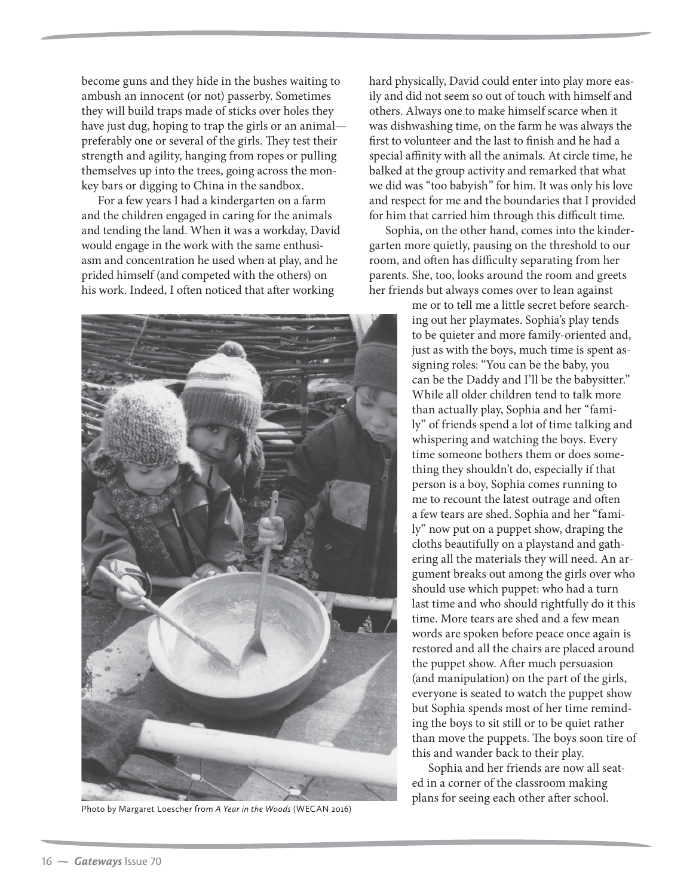become guns and they hide in the bushes waiting to ambush an innocent (or not) passerby. Sometimes they will build traps made of sticks over holes they have just dug, hoping to trap the girls or an animal—preferably one or several of the girls. They test their strength and agility, hanging from ropes or pulling themselves up into the trees, going across the monkey bars or digging to China in the sandbox.

For a few years I had a kindergarten on a farm and the children engaged in caring for the animals and tending the land. When it was a workday, David would engage in the work with the same enthusiasm and concentration he used when at play, and he prided himself (and competed with the others) on his work. Indeed, I often noticed that after working hard physically, David could enter into play more easily and did not seem so out of touch with himself and others. Always one to make himself scarce when it was dishwashing time, on the farm he was always the first to volunteer and the last to finish and he had a special affinity with all the animals. At circle time, he balked at the group activity and remarked that what we did was "too babyish" for him. It was only his love and respect for me and the boundaries that I provided for him that carried him through this difficult time.

Photo by Margaret Loescher from *A Year in the Woods* (WECAN 2016)

Sophia, on the other hand, comes into the kindergarten more quietly, pausing on the threshold to our room, and often has difficulty separating from her parents. She, too, looks around the room and greets her friends but always comes over to lean against me or to tell me a little secret before searching out her playmates. Sophia's play tends to be quieter and more family-oriented and, just as with the boys, much time is spent assigning roles: "You can be the baby, you can be the Daddy and I'll be the babysitter." While all older children tend to talk more than actually play, Sophia and her "family" of friends spend a lot of time talking and whispering and watching the boys. Every time someone bothers them or does something they shouldn't do, especially if that person is a boy, Sophia comes running to me to recount the latest outrage and often a few tears are shed. Sophia and her "family" now put on a puppet show, draping the cloths beautifully on a playstand and gathering all the materials they will need. An argument breaks out among the girls over who should use which puppet: who had a turn last time and who should rightfully do it this time. More tears are shed and a few mean words are spoken before peace once again is restored and all the chairs are placed around the puppet show. After much persuasion (and manipulation) on the part of the girls, everyone is seated to watch the puppet show but Sophia spends most of her time reminding the boys to sit still or to be quiet rather than move the puppets. The boys soon tire of this and wander back to their play.

Sophia and her friends are now all seated in a corner of the classroom making plans for seeing each other after school.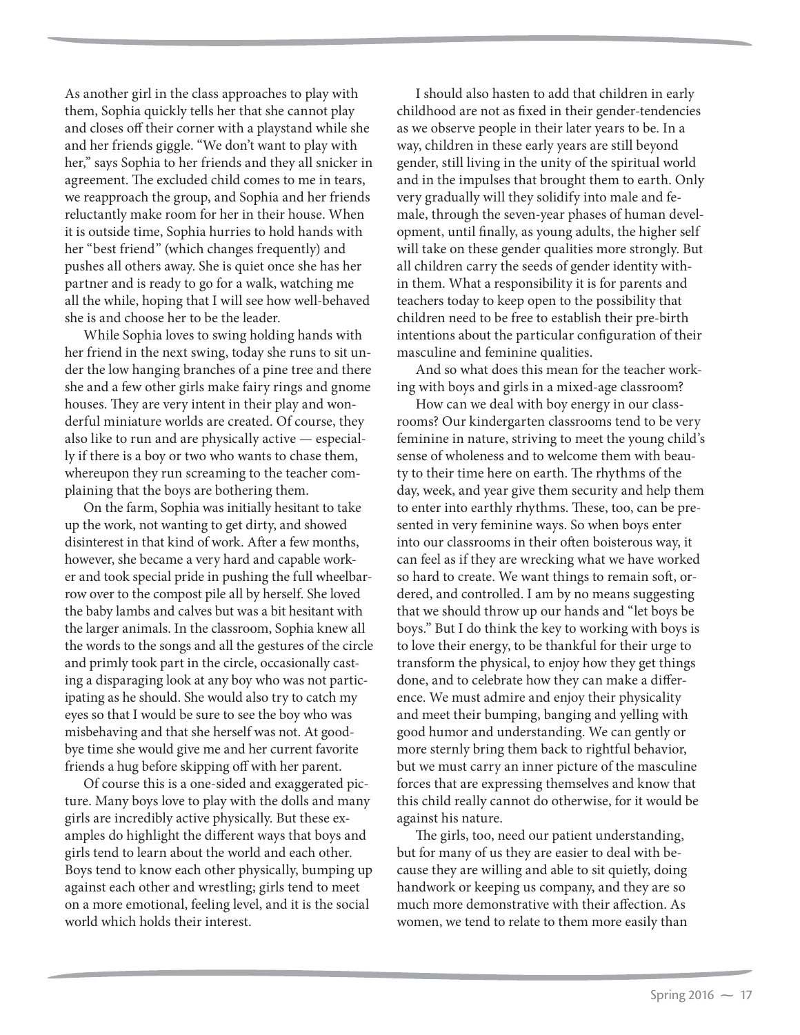As another girl in the class approaches to play with them, Sophia quickly tells her that she cannot play and closes off their corner with a playstand while she and her friends giggle. "We don't want to play with her," says Sophia to her friends and they all snicker in agreement. The excluded child comes to me in tears, we reapproach the group, and Sophia and her friends reluctantly make room for her in their house. When it is outside time, Sophia hurries to hold hands with her "best friend" (which changes frequently) and pushes all others away. She is quiet once she has her partner and is ready to go for a walk, watching me all the while, hoping that I will see how well-behaved she is and choose her to be the leader.

While Sophia loves to swing holding hands with her friend in the next swing, today she runs to sit under the low hanging branches of a pine tree and there she and a few other girls make fairy rings and gnome houses. They are very intent in their play and wonderful miniature worlds are created. Of course, they also like to run and are physically active — especially if there is a boy or two who wants to chase them, whereupon they run screaming to the teacher complaining that the boys are bothering them.

On the farm, Sophia was initially hesitant to take up the work, not wanting to get dirty, and showed disinterest in that kind of work. After a few months, however, she became a very hard and capable worker and took special pride in pushing the full wheelbarrow over to the compost pile all by herself. She loved the baby lambs and calves but was a bit hesitant with the larger animals. In the classroom, Sophia knew all the words to the songs and all the gestures of the circle and primly took part in the circle, occasionally casting a disparaging look at any boy who was not participating as he should. She would also try to catch my eyes so that I would be sure to see the boy who was misbehaving and that she herself was not. At goodbye time she would give me and her current favorite friends a hug before skipping off with her parent.

Of course this is a one-sided and exaggerated picture. Many boys love to play with the dolls and many girls are incredibly active physically. But these examples do highlight the different ways that boys and girls tend to learn about the world and each other. Boys tend to know each other physically, bumping up against each other and wrestling; girls tend to meet on a more emotional, feeling level, and it is the social world which holds their interest.

I should also hasten to add that children in early childhood are not as fixed in their gender-tendencies as we observe people in their later years to be. In a way, children in these early years are still beyond gender, still living in the unity of the spiritual world and in the impulses that brought them to earth. Only very gradually will they solidify into male and female, through the seven-year phases of human development, until finally, as young adults, the higher self will take on these gender qualities more strongly. But all children carry the seeds of gender identity within them. What a responsibility it is for parents and teachers today to keep open to the possibility that children need to be free to establish their pre-birth intentions about the particular configuration of their masculine and feminine qualities.

And so what does this mean for the teacher working with boys and girls in a mixed-age classroom?

How can we deal with boy energy in our classrooms? Our kindergarten classrooms tend to be very feminine in nature, striving to meet the young child's sense of wholeness and to welcome them with beauty to their time here on earth. The rhythms of the day, week, and year give them security and help them to enter into earthly rhythms. These, too, can be presented in very feminine ways. So when boys enter into our classrooms in their often boisterous way, it can feel as if they are wrecking what we have worked so hard to create. We want things to remain soft, ordered, and controlled. I am by no means suggesting that we should throw up our hands and "let boys be boys." But I do think the key to working with boys is to love their energy, to be thankful for their urge to transform the physical, to enjoy how they get things done, and to celebrate how they can make a difference. We must admire and enjoy their physicality and meet their bumping, banging and yelling with good humor and understanding. We can gently or more sternly bring them back to rightful behavior, but we must carry an inner picture of the masculine forces that are expressing themselves and know that this child really cannot do otherwise, for it would be against his nature.

The girls, too, need our patient understanding, but for many of us they are easier to deal with because they are willing and able to sit quietly, doing handwork or keeping us company, and they are so much more demonstrative with their affection. As women, we tend to relate to them more easily than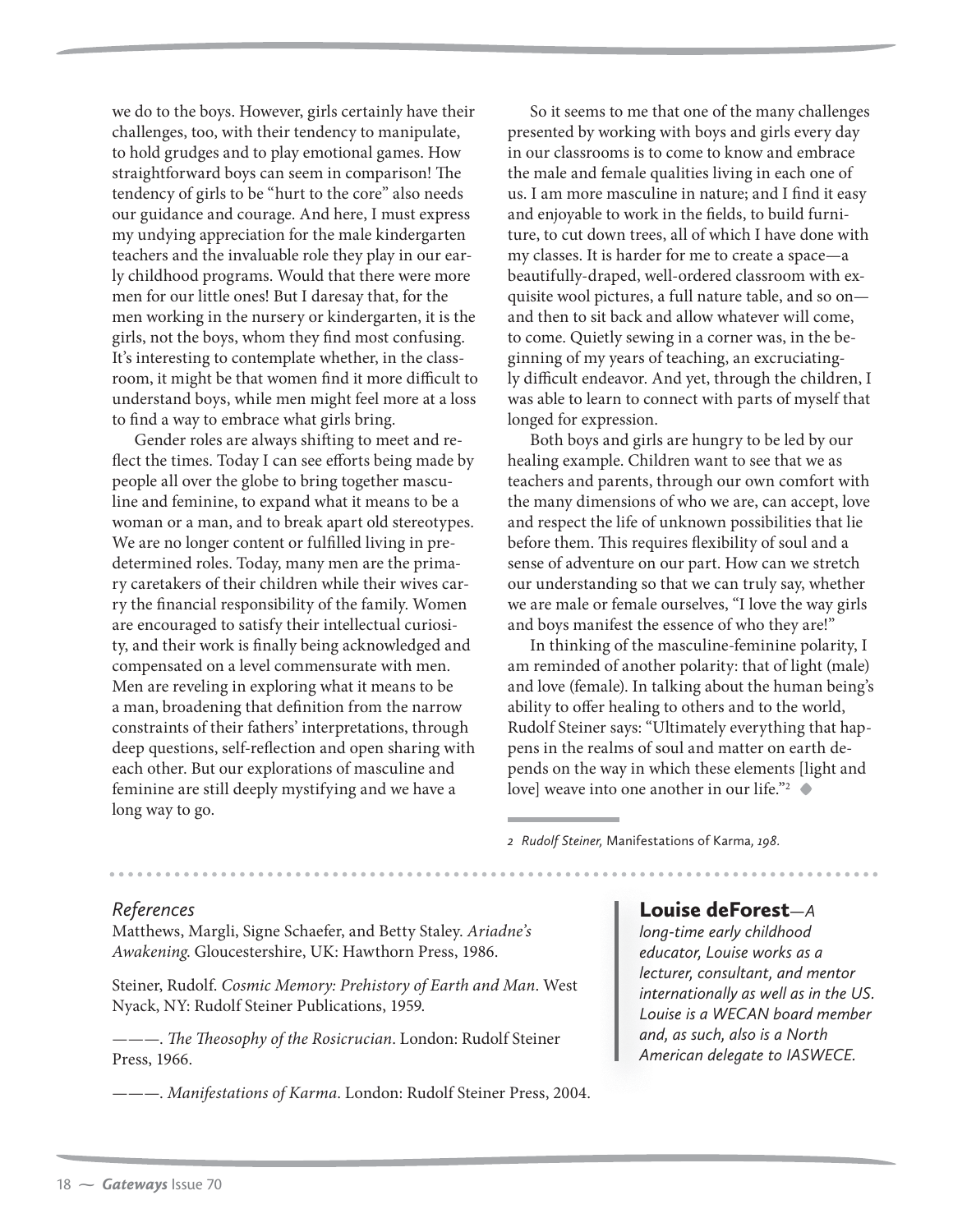we do to the boys. However, girls certainly have their challenges, too, with their tendency to manipulate, to hold grudges and to play emotional games. How straightforward boys can seem in comparison! The tendency of girls to be "hurt to the core" also needs our guidance and courage. And here, I must express my undying appreciation for the male kindergarten teachers and the invaluable role they play in our early childhood programs. Would that there were more men for our little ones! But I daresay that, for the men working in the nursery or kindergarten, it is the girls, not the boys, whom they find most confusing. It's interesting to contemplate whether, in the classroom, it might be that women find it more difficult to understand boys, while men might feel more at a loss to find a way to embrace what girls bring.

Gender roles are always shifting to meet and reflect the times. Today I can see efforts being made by people all over the globe to bring together masculine and feminine, to expand what it means to be a woman or a man, and to break apart old stereotypes. We are no longer content or fulfilled living in predetermined roles. Today, many men are the primary caretakers of their children while their wives carry the financial responsibility of the family. Women are encouraged to satisfy their intellectual curiosity, and their work is finally being acknowledged and compensated on a level commensurate with men. Men are reveling in exploring what it means to be a man, broadening that definition from the narrow constraints of their fathers' interpretations, through deep questions, self-reflection and open sharing with each other. But our explorations of masculine and feminine are still deeply mystifying and we have a long way to go.

So it seems to me that one of the many challenges presented by working with boys and girls every day in our classrooms is to come to know and embrace the male and female qualities living in each one of us. I am more masculine in nature; and I find it easy and enjoyable to work in the fields, to build furniture, to cut down trees, all of which I have done with my classes. It is harder for me to create a space—a beautifully-draped, well-ordered classroom with exquisite wool pictures, a full nature table, and so on—and then to sit back and allow whatever will come, to come. Quietly sewing in a corner was, in the beginning of my years of teaching, an excruciatingly difficult endeavor. And yet, through the children, I was able to learn to connect with parts of myself that longed for expression.

Both boys and girls are hungry to be led by our healing example. Children want to see that we as teachers and parents, through our own comfort with the many dimensions of who we are, can accept, love and respect the life of unknown possibilities that lie before them. This requires flexibility of soul and a sense of adventure on our part. How can we stretch our understanding so that we can truly say, whether we are male or female ourselves, "I love the way girls and boys manifest the essence of who they are!"

In thinking of the masculine-feminine polarity, I am reminded of another polarity: that of light (male) and love (female). In talking about the human being's ability to offer healing to others and to the world, Rudolf Steiner says: "Ultimately everything that happens in the realms of soul and matter on earth depends on the way in which these elements [light and love] weave into one another in our life."[2] ◆

2 *Rudolf Steiner,* Manifestations of Karma, *198.*

*References*

Matthews, Margli, Signe Schaefer, and Betty Staley. *Ariadne's Awakening*. Gloucestershire, UK: Hawthorn Press, 1986.

Steiner, Rudolf. *Cosmic Memory: Prehistory of Earth and Man*. West Nyack, NY: Rudolf Steiner Publications, 1959.

———. *The Theosophy of the Rosicrucian*. London: Rudolf Steiner Press, 1966.

———. *Manifestations of Karma*. London: Rudolf Steiner Press, 2004.

**Louise deForest**—*A long-time early childhood educator, Louise works as a lecturer, consultant, and mentor internationally as well as in the US. Louise is a WECAN board member and, as such, also is a North American delegate to IASWECE.*